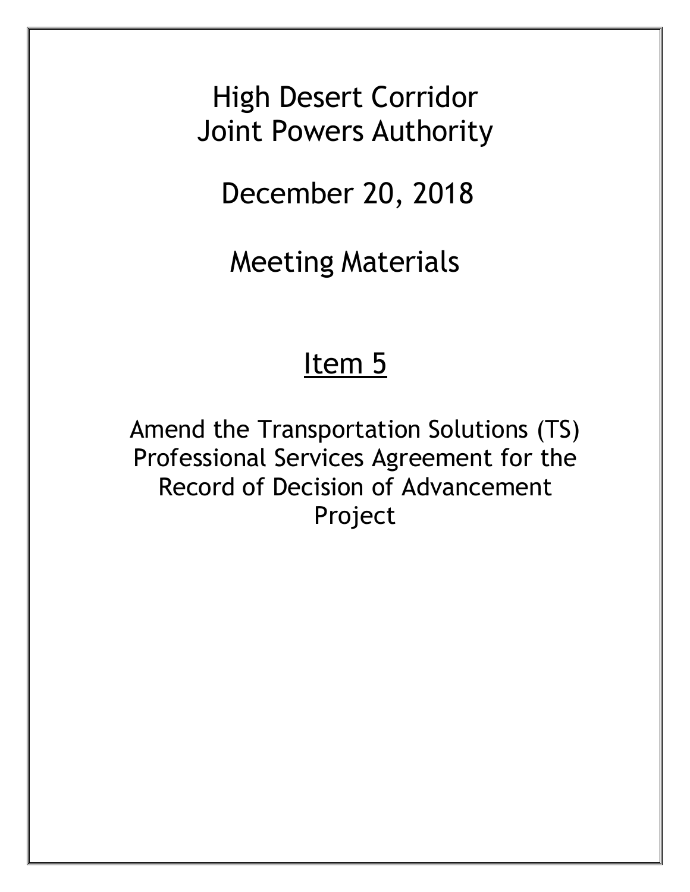# High Desert Corridor Joint Powers Authority

## December 20, 2018

## Meeting Materials

## <u>Item 5</u>

Amend the Transportation Solutions (TS) Professional Services Agreement for the Record of Decision of Advancement Project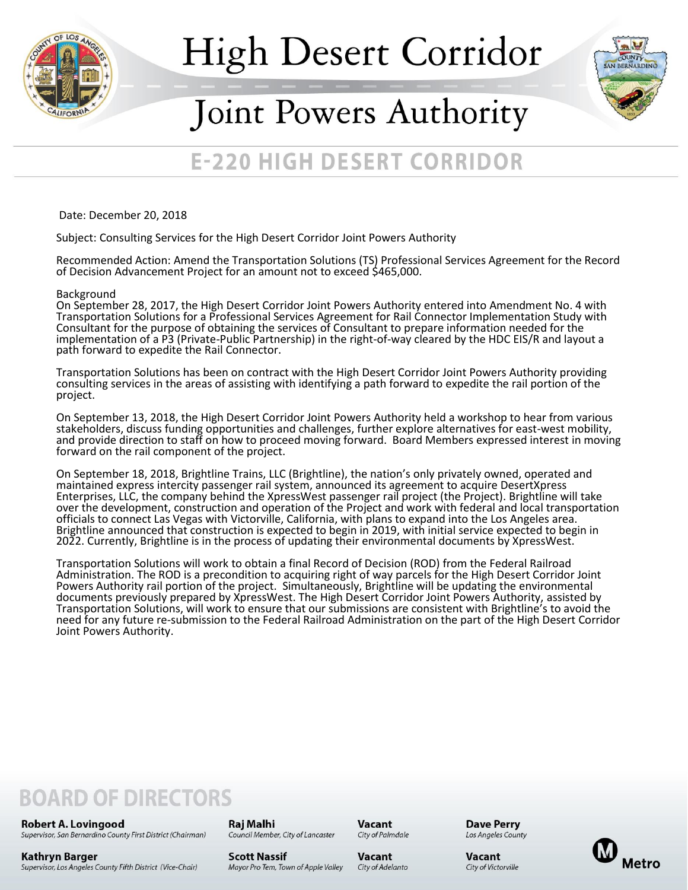# High Desert Corridor

# Joint Powers Authority

## E-220 HIGH DESERT CORRIDOR

Date: December 20, 2018

Subject: Consulting Services for the High Desert Corridor Joint Powers Authority

Recommended Action: Amend the Transportation Solutions (TS) Professional Services Agreement for the Record of Decision Advancement Project for an amount not to exceed $465,000.

Background

On September 28, 2017, the High Desert Corridor Joint Powers Authority entered into Amendment No. 4 with Transportation Solutions for a Professional Services Agreement for Rail Connector Implementation Study with Consultant for the purpose of obtaining the services of Consultant to prepare information needed for the implementation of a P3 (Private-Public Partnership) in the right-of-way cleared by the HDC EIS/R and layout a path forward to expedite the Rail Connector.

Transportation Solutions has been on contract with the High Desert Corridor Joint Powers Authority providing consulting services in the areas of assisting with identifying a path forward to expedite the rail portion of the project.

On September 13, 2018, the High Desert Corridor Joint Powers Authority held a workshop to hear from various stakeholders, discuss funding opportunities and challenges, further explore alternatives for east-west mobility, and provide direction to staff on how to proceed moving forward. Board Members expressed interest in moving forward on the rail component of the project.

On September 18, 2018, Brightline Trains, LLC (Brightline), the nation's only privately owned, operated and maintained express intercity passenger rail system, announced its agreement to acquire DesertXpress Enterprises, LLC, the company behind the XpressWest passenger rail project (the Project). Brightline will take over the development, construction and operation of the Project and work with federal and local transportation officials to connect Las Vegas with Victorville, California, with plans to expand into the Los Angeles area. Brightline announced that construction is expected to begin in 2019, with initial service expected to begin in 2022. Currently, Brightline is in the process of updating their environmental documents by XpressWest.

Transportation Solutions will work to obtain a final Record of Decision (ROD) from the Federal Railroad Administration. The ROD is a precondition to acquiring right of way parcels for the High Desert Corridor Joint Powers Authority rail portion of the project. Simultaneously, Brightline will be updating the environmental documents previously prepared by XpressWest. The High Desert Corridor Joint Powers Authority, assisted by Transportation Solutions, will work to ensure that our submissions are consistent with Brightline's to avoid the need for any future re-submission to the Federal Railroad Administration on the part of the High Desert Corridor Joint Powers Authority.

## BOARD OF DIRECTORS

**Robert A. Lovingood**
*Supervisor, San Bernardino County First District (Chairman)*

**Kathryn Barger**
*Supervisor, Los Angeles County Fifth District (Vice-Chair)*

**Raj Malhi**
*Council Member, City of Lancaster*

**Scott Nassif**
*Mayor Pro Tem, Town of Apple Valley*

**Vacant**
*City of Palmdale*

**Vacant**
*City of Adelanto*

**Dave Perry**
*Los Angeles County*

**Vacant**
*City of Victorville*

Metro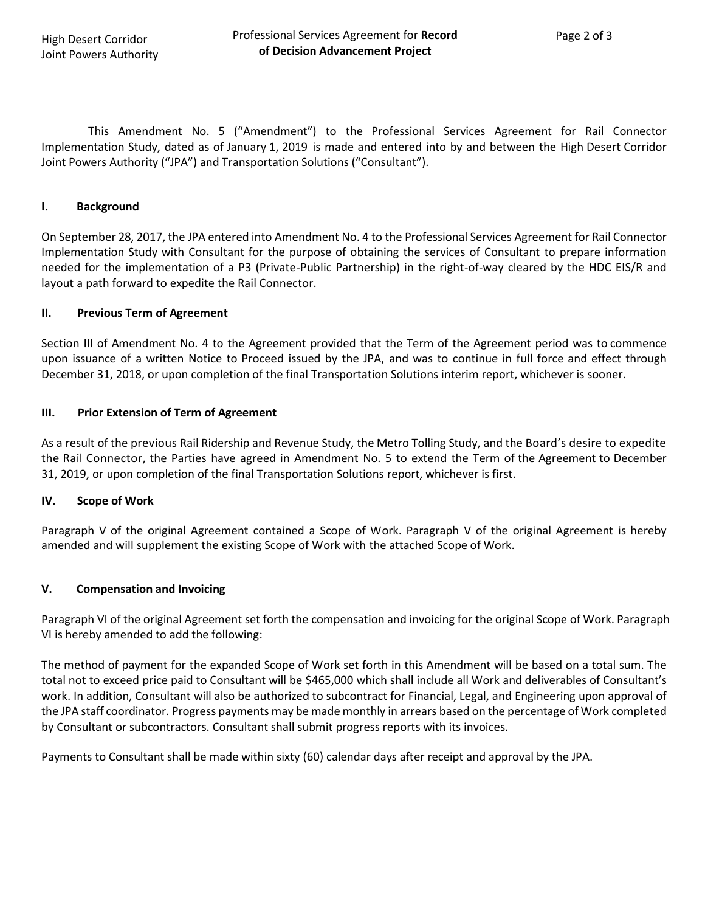This Amendment No. 5 ("Amendment") to the Professional Services Agreement for Rail Connector Implementation Study, dated as of January 1, 2019 is made and entered into by and between the High Desert Corridor Joint Powers Authority ("JPA") and Transportation Solutions ("Consultant").

## I. Background

On September 28, 2017, the JPA entered into Amendment No. 4 to the Professional Services Agreement for Rail Connector Implementation Study with Consultant for the purpose of obtaining the services of Consultant to prepare information needed for the implementation of a P3 (Private-Public Partnership) in the right-of-way cleared by the HDC EIS/R and layout a path forward to expedite the Rail Connector.

## II. Previous Term of Agreement

Section III of Amendment No. 4 to the Agreement provided that the Term of the Agreement period was to commence upon issuance of a written Notice to Proceed issued by the JPA, and was to continue in full force and effect through December 31, 2018, or upon completion of the final Transportation Solutions interim report, whichever is sooner.

## III. Prior Extension of Term of Agreement

As a result of the previous Rail Ridership and Revenue Study, the Metro Tolling Study, and the Board's desire to expedite the Rail Connector, the Parties have agreed in Amendment No. 5 to extend the Term of the Agreement to December 31, 2019, or upon completion of the final Transportation Solutions report, whichever is first.

## IV. Scope of Work

Paragraph V of the original Agreement contained a Scope of Work. Paragraph V of the original Agreement is hereby amended and will supplement the existing Scope of Work with the attached Scope of Work.

## V. Compensation and Invoicing

Paragraph VI of the original Agreement set forth the compensation and invoicing for the original Scope of Work. Paragraph VI is hereby amended to add the following:

The method of payment for the expanded Scope of Work set forth in this Amendment will be based on a total sum. The total not to exceed price paid to Consultant will be $465,000 which shall include all Work and deliverables of Consultant's work. In addition, Consultant will also be authorized to subcontract for Financial, Legal, and Engineering upon approval of the JPA staff coordinator. Progress payments may be made monthly in arrears based on the percentage of Work completed by Consultant or subcontractors. Consultant shall submit progress reports with its invoices.

Payments to Consultant shall be made within sixty (60) calendar days after receipt and approval by the JPA.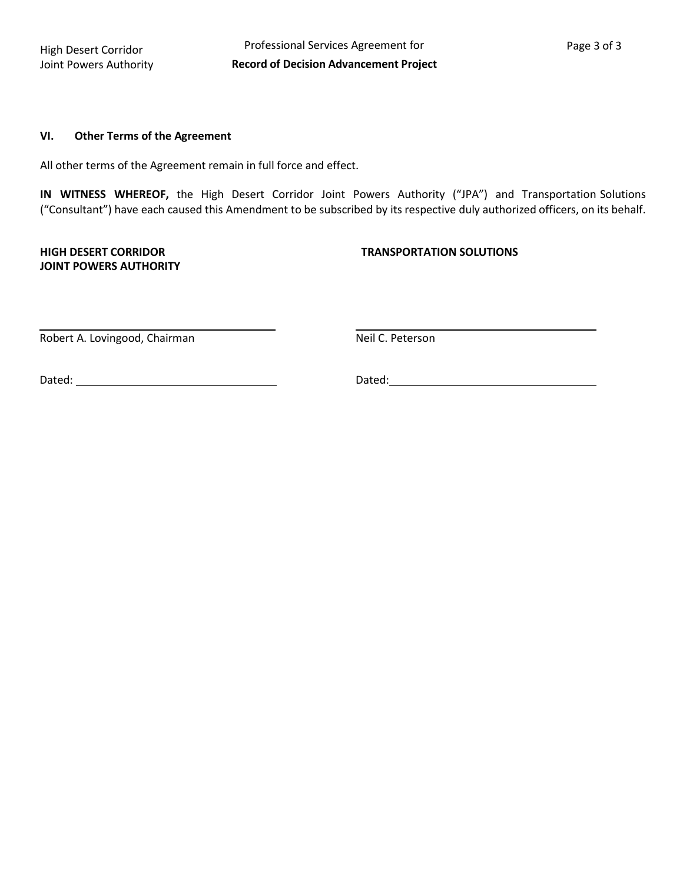## VI. Other Terms of the Agreement

All other terms of the Agreement remain in full force and effect.

**IN WITNESS WHEREOF,** the High Desert Corridor Joint Powers Authority ("JPA") and Transportation Solutions ("Consultant") have each caused this Amendment to be subscribed by its respective duly authorized officers, on its behalf.

**HIGH DESERT CORRIDOR JOINT POWERS AUTHORITY**

\_\_\_\_\_\_\_\_\_\_\_\_\_\_\_\_\_\_\_\_\_\_\_\_\_\_\_\_\_\_\_\_\_\_

Robert A. Lovingood, Chairman

Dated: \_\_\_\_\_\_\_\_\_\_\_\_\_\_\_\_\_\_\_\_\_\_\_\_\_\_\_\_

**TRANSPORTATION SOLUTIONS**

\_\_\_\_\_\_\_\_\_\_\_\_\_\_\_\_\_\_\_\_\_\_\_\_\_\_\_\_\_\_\_\_\_\_

Neil C. Peterson

Dated: \_\_\_\_\_\_\_\_\_\_\_\_\_\_\_\_\_\_\_\_\_\_\_\_\_\_\_\_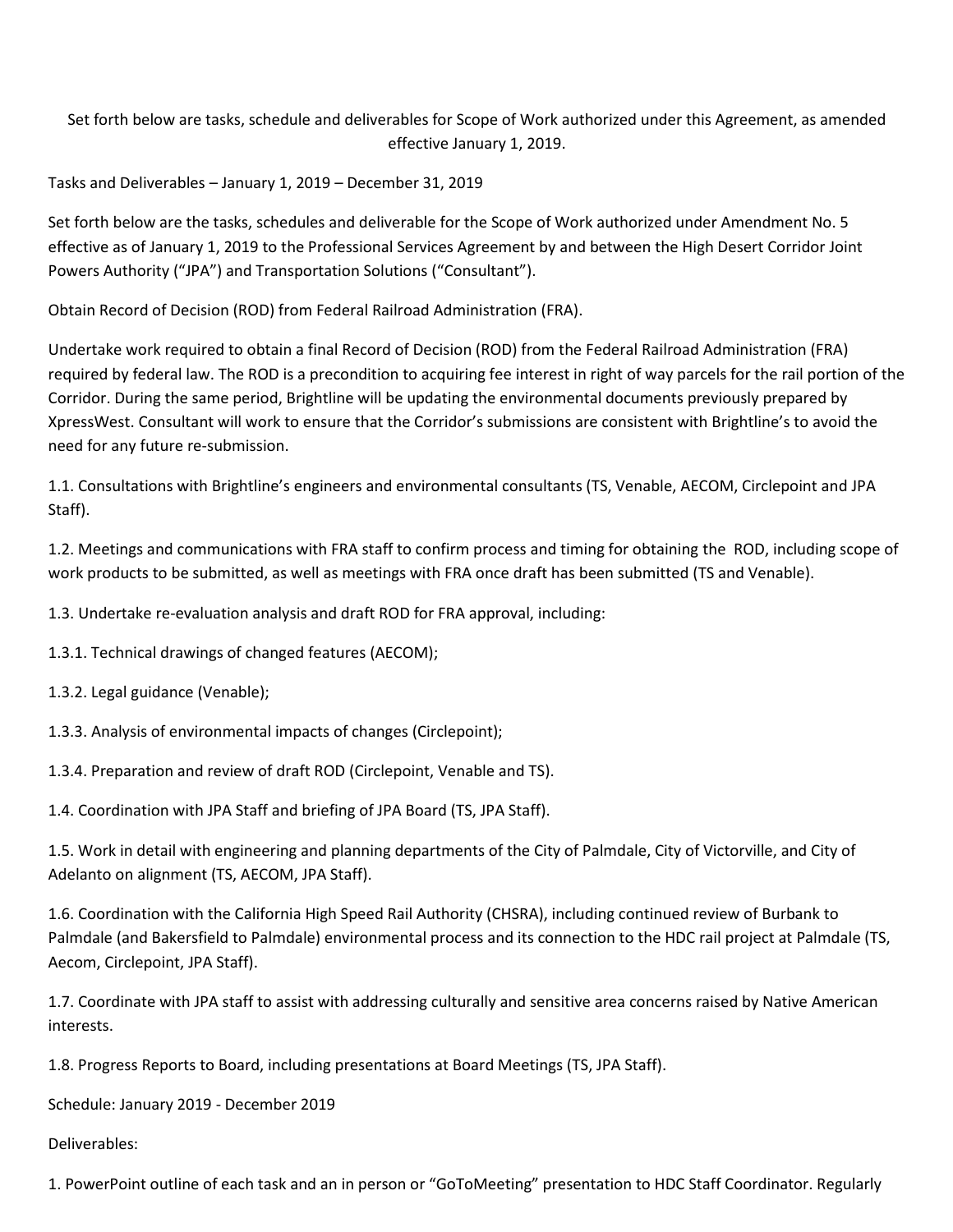Set forth below are tasks, schedule and deliverables for Scope of Work authorized under this Agreement, as amended effective January 1, 2019.

Tasks and Deliverables – January 1, 2019 – December 31, 2019

Set forth below are the tasks, schedules and deliverable for the Scope of Work authorized under Amendment No. 5 effective as of January 1, 2019 to the Professional Services Agreement by and between the High Desert Corridor Joint Powers Authority ("JPA") and Transportation Solutions ("Consultant").

Obtain Record of Decision (ROD) from Federal Railroad Administration (FRA).

Undertake work required to obtain a final Record of Decision (ROD) from the Federal Railroad Administration (FRA) required by federal law. The ROD is a precondition to acquiring fee interest in right of way parcels for the rail portion of the Corridor. During the same period, Brightline will be updating the environmental documents previously prepared by XpressWest. Consultant will work to ensure that the Corridor's submissions are consistent with Brightline's to avoid the need for any future re-submission.

1.1. Consultations with Brightline's engineers and environmental consultants (TS, Venable, AECOM, Circlepoint and JPA Staff).

1.2. Meetings and communications with FRA staff to confirm process and timing for obtaining the ROD, including scope of work products to be submitted, as well as meetings with FRA once draft has been submitted (TS and Venable).

1.3. Undertake re-evaluation analysis and draft ROD for FRA approval, including:

1.3.1. Technical drawings of changed features (AECOM);

1.3.2. Legal guidance (Venable);

1.3.3. Analysis of environmental impacts of changes (Circlepoint);

1.3.4. Preparation and review of draft ROD (Circlepoint, Venable and TS).

1.4. Coordination with JPA Staff and briefing of JPA Board (TS, JPA Staff).

1.5. Work in detail with engineering and planning departments of the City of Palmdale, City of Victorville, and City of Adelanto on alignment (TS, AECOM, JPA Staff).

1.6. Coordination with the California High Speed Rail Authority (CHSRA), including continued review of Burbank to Palmdale (and Bakersfield to Palmdale) environmental process and its connection to the HDC rail project at Palmdale (TS, Aecom, Circlepoint, JPA Staff).

1.7. Coordinate with JPA staff to assist with addressing culturally and sensitive area concerns raised by Native American interests.

1.8. Progress Reports to Board, including presentations at Board Meetings (TS, JPA Staff).

Schedule: January 2019 - December 2019

Deliverables:

1. PowerPoint outline of each task and an in person or "GoToMeeting" presentation to HDC Staff Coordinator. Regularly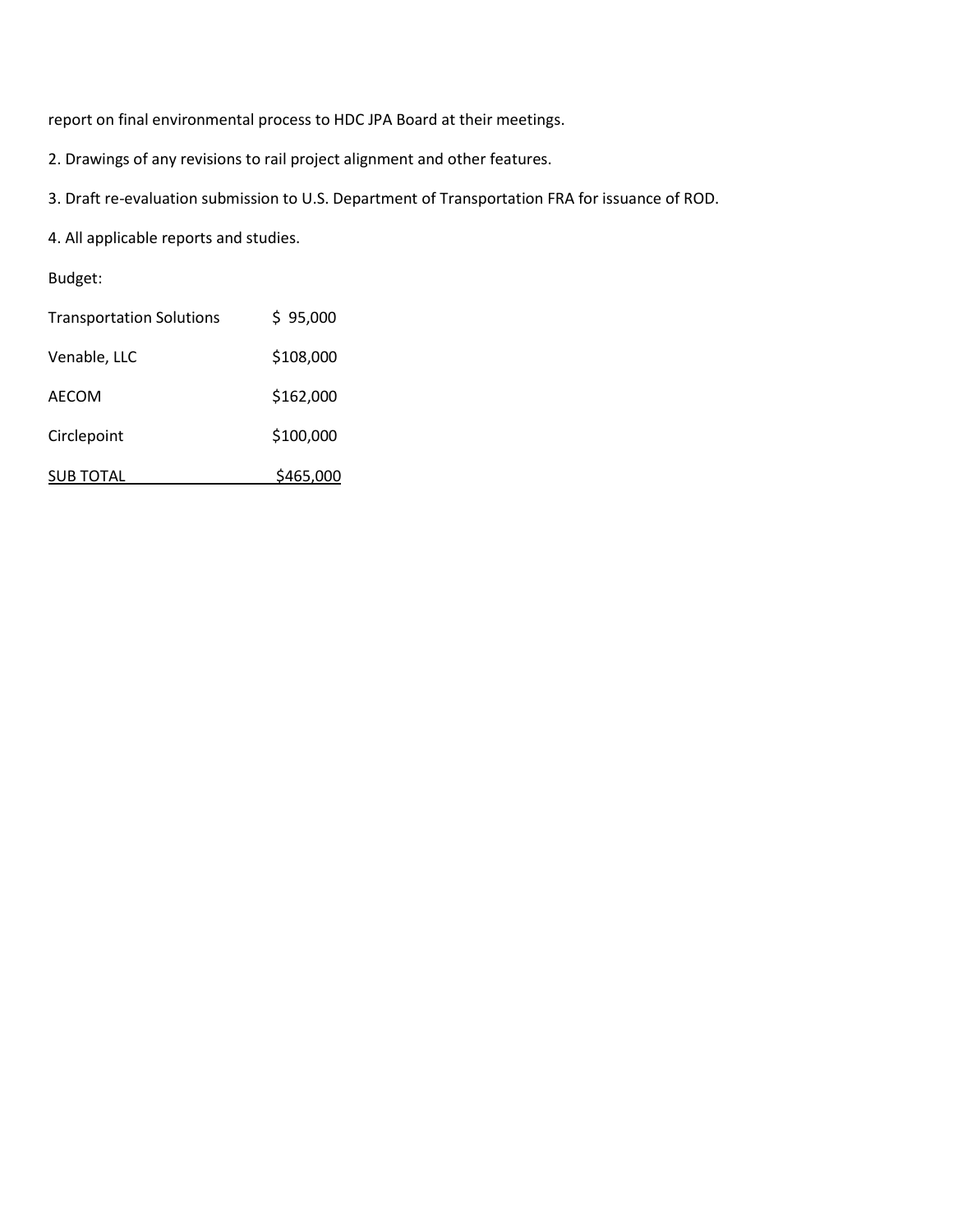report on final environmental process to HDC JPA Board at their meetings.

2. Drawings of any revisions to rail project alignment and other features.

3. Draft re-evaluation submission to U.S. Department of Transportation FRA for issuance of ROD.

4. All applicable reports and studies.

Budget:

| | |
|---|---|
| Transportation Solutions | $ 95,000 |
| Venable, LLC | $108,000 |
| AECOM | $162,000 |
| Circlepoint | $100,000 |
| SUB TOTAL | $465,000 |